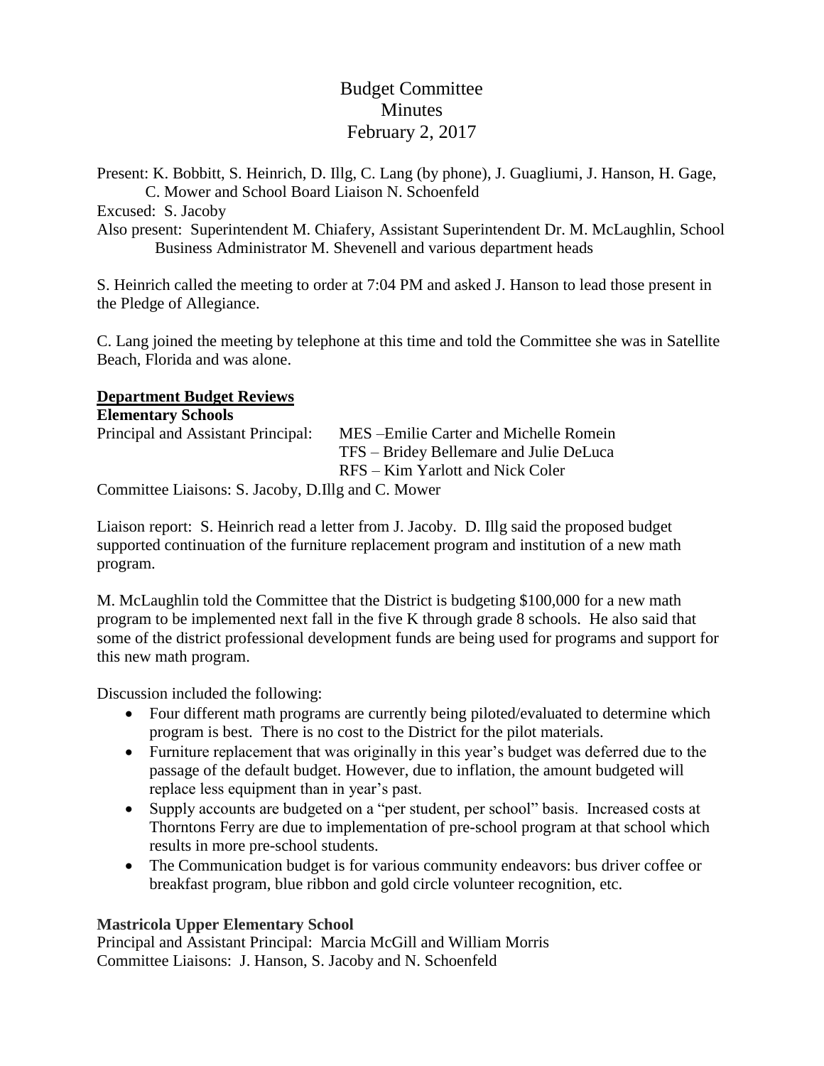# Budget Committee
## Minutes
## February 2, 2017

Present: K. Bobbitt, S. Heinrich, D. Illg, C. Lang (by phone), J. Guagliumi, J. Hanson, H. Gage, C. Mower and School Board Liaison N. Schoenfeld

Excused: S. Jacoby

Also present: Superintendent M. Chiafery, Assistant Superintendent Dr. M. McLaughlin, School Business Administrator M. Shevenell and various department heads

S. Heinrich called the meeting to order at 7:04 PM and asked J. Hanson to lead those present in the Pledge of Allegiance.

C. Lang joined the meeting by telephone at this time and told the Committee she was in Satellite Beach, Florida and was alone.

### Department Budget Reviews

**Elementary Schools**

Principal and Assistant Principal: MES –Emilie Carter and Michelle Romein
TFS – Bridey Bellemare and Julie DeLuca
RFS – Kim Yarlott and Nick Coler

Committee Liaisons: S. Jacoby, D.Illg and C. Mower

Liaison report: S. Heinrich read a letter from J. Jacoby. D. Illg said the proposed budget supported continuation of the furniture replacement program and institution of a new math program.

M. McLaughlin told the Committee that the District is budgeting $100,000 for a new math program to be implemented next fall in the five K through grade 8 schools. He also said that some of the district professional development funds are being used for programs and support for this new math program.

Discussion included the following:

- Four different math programs are currently being piloted/evaluated to determine which program is best. There is no cost to the District for the pilot materials.
- Furniture replacement that was originally in this year's budget was deferred due to the passage of the default budget. However, due to inflation, the amount budgeted will replace less equipment than in year's past.
- Supply accounts are budgeted on a "per student, per school" basis. Increased costs at Thorntons Ferry are due to implementation of pre-school program at that school which results in more pre-school students.
- The Communication budget is for various community endeavors: bus driver coffee or breakfast program, blue ribbon and gold circle volunteer recognition, etc.

**Mastricola Upper Elementary School**

Principal and Assistant Principal: Marcia McGill and William Morris

Committee Liaisons: J. Hanson, S. Jacoby and N. Schoenfeld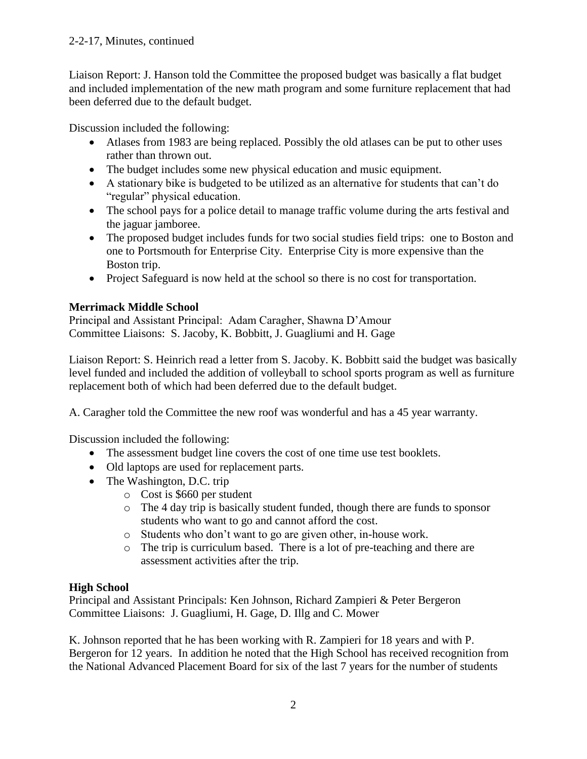2-2-17, Minutes, continued

Liaison Report: J. Hanson told the Committee the proposed budget was basically a flat budget and included implementation of the new math program and some furniture replacement that had been deferred due to the default budget.

Discussion included the following:

- Atlases from 1983 are being replaced. Possibly the old atlases can be put to other uses rather than thrown out.
- The budget includes some new physical education and music equipment.
- A stationary bike is budgeted to be utilized as an alternative for students that can't do "regular" physical education.
- The school pays for a police detail to manage traffic volume during the arts festival and the jaguar jamboree.
- The proposed budget includes funds for two social studies field trips: one to Boston and one to Portsmouth for Enterprise City. Enterprise City is more expensive than the Boston trip.
- Project Safeguard is now held at the school so there is no cost for transportation.

**Merrimack Middle School**

Principal and Assistant Principal: Adam Caragher, Shawna D'Amour
Committee Liaisons: S. Jacoby, K. Bobbitt, J. Guagliumi and H. Gage

Liaison Report: S. Heinrich read a letter from S. Jacoby. K. Bobbitt said the budget was basically level funded and included the addition of volleyball to school sports program as well as furniture replacement both of which had been deferred due to the default budget.

A. Caragher told the Committee the new roof was wonderful and has a 45 year warranty.

Discussion included the following:

- The assessment budget line covers the cost of one time use test booklets.
- Old laptops are used for replacement parts.
- The Washington, D.C. trip
  - Cost is $660 per student
  - The 4 day trip is basically student funded, though there are funds to sponsor students who want to go and cannot afford the cost.
  - Students who don't want to go are given other, in-house work.
  - The trip is curriculum based. There is a lot of pre-teaching and there are assessment activities after the trip.

**High School**

Principal and Assistant Principals: Ken Johnson, Richard Zampieri & Peter Bergeron
Committee Liaisons: J. Guagliumi, H. Gage, D. Illg and C. Mower

K. Johnson reported that he has been working with R. Zampieri for 18 years and with P. Bergeron for 12 years. In addition he noted that the High School has received recognition from the National Advanced Placement Board for six of the last 7 years for the number of students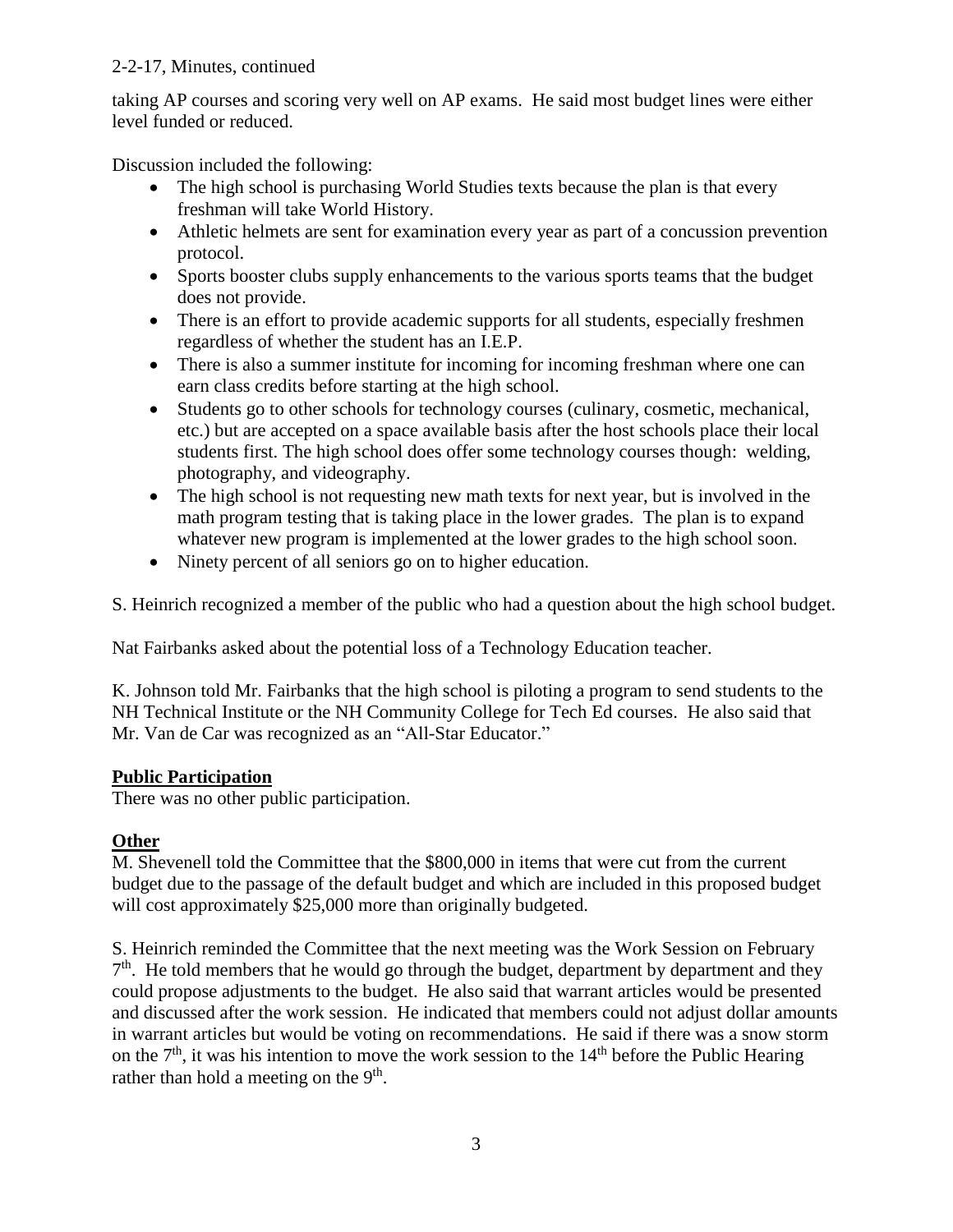taking AP courses and scoring very well on AP exams. He said most budget lines were either level funded or reduced.

Discussion included the following:

- The high school is purchasing World Studies texts because the plan is that every freshman will take World History.
- Athletic helmets are sent for examination every year as part of a concussion prevention protocol.
- Sports booster clubs supply enhancements to the various sports teams that the budget does not provide.
- There is an effort to provide academic supports for all students, especially freshmen regardless of whether the student has an I.E.P.
- There is also a summer institute for incoming for incoming freshman where one can earn class credits before starting at the high school.
- Students go to other schools for technology courses (culinary, cosmetic, mechanical, etc.) but are accepted on a space available basis after the host schools place their local students first. The high school does offer some technology courses though: welding, photography, and videography.
- The high school is not requesting new math texts for next year, but is involved in the math program testing that is taking place in the lower grades. The plan is to expand whatever new program is implemented at the lower grades to the high school soon.
- Ninety percent of all seniors go on to higher education.

S. Heinrich recognized a member of the public who had a question about the high school budget.

Nat Fairbanks asked about the potential loss of a Technology Education teacher.

K. Johnson told Mr. Fairbanks that the high school is piloting a program to send students to the NH Technical Institute or the NH Community College for Tech Ed courses. He also said that Mr. Van de Car was recognized as an "All-Star Educator."

**Public Participation**

There was no other public participation.

**Other**

M. Shevenell told the Committee that the $800,000 in items that were cut from the current budget due to the passage of the default budget and which are included in this proposed budget will cost approximately $25,000 more than originally budgeted.

S. Heinrich reminded the Committee that the next meeting was the Work Session on February 7th. He told members that he would go through the budget, department by department and they could propose adjustments to the budget. He also said that warrant articles would be presented and discussed after the work session. He indicated that members could not adjust dollar amounts in warrant articles but would be voting on recommendations. He said if there was a snow storm on the 7th, it was his intention to move the work session to the 14th before the Public Hearing rather than hold a meeting on the 9th.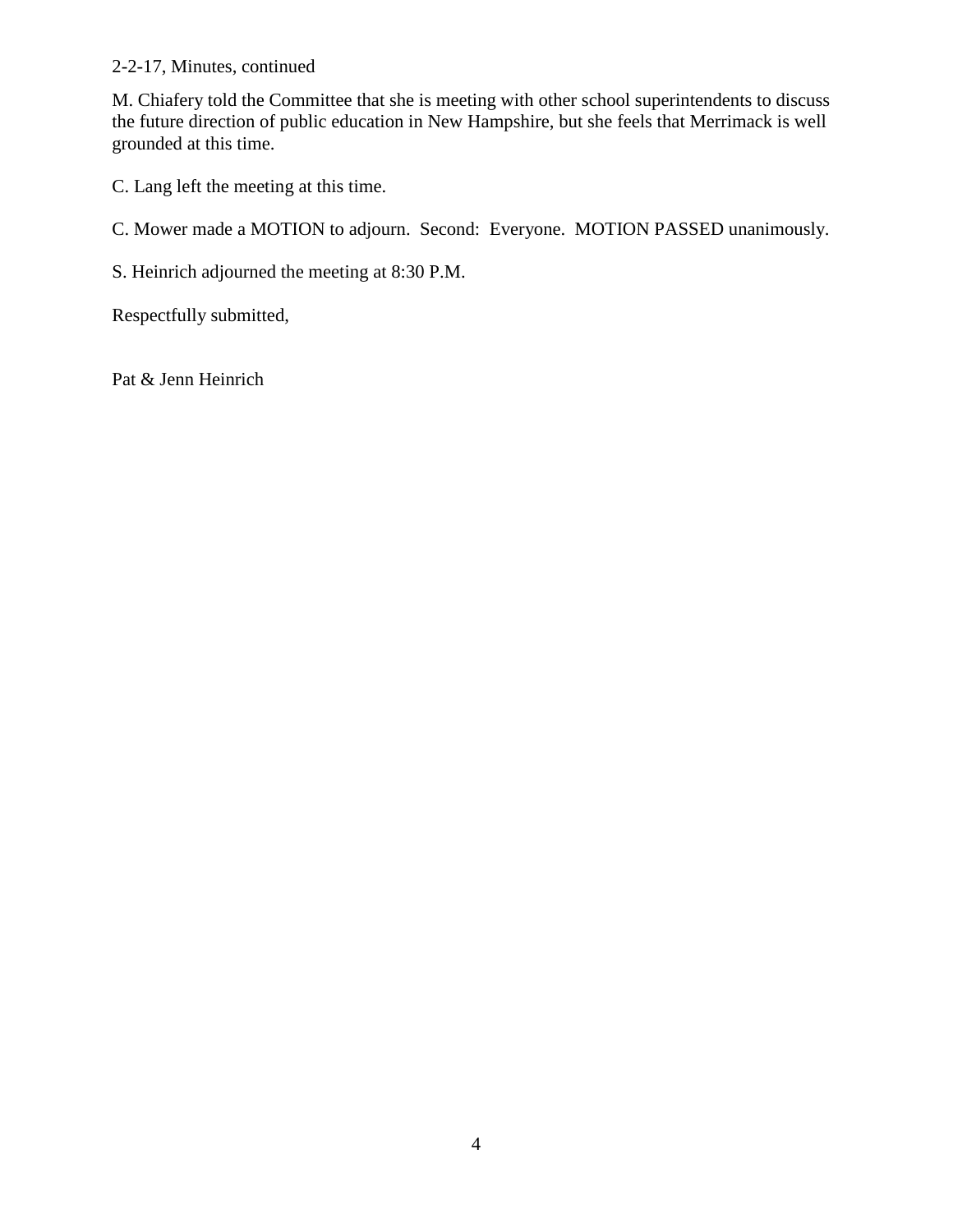M. Chiafery told the Committee that she is meeting with other school superintendents to discuss the future direction of public education in New Hampshire, but she feels that Merrimack is well grounded at this time.

C. Lang left the meeting at this time.

C. Mower made a MOTION to adjourn. Second: Everyone. MOTION PASSED unanimously.

S. Heinrich adjourned the meeting at 8:30 P.M.

Respectfully submitted,

Pat & Jenn Heinrich